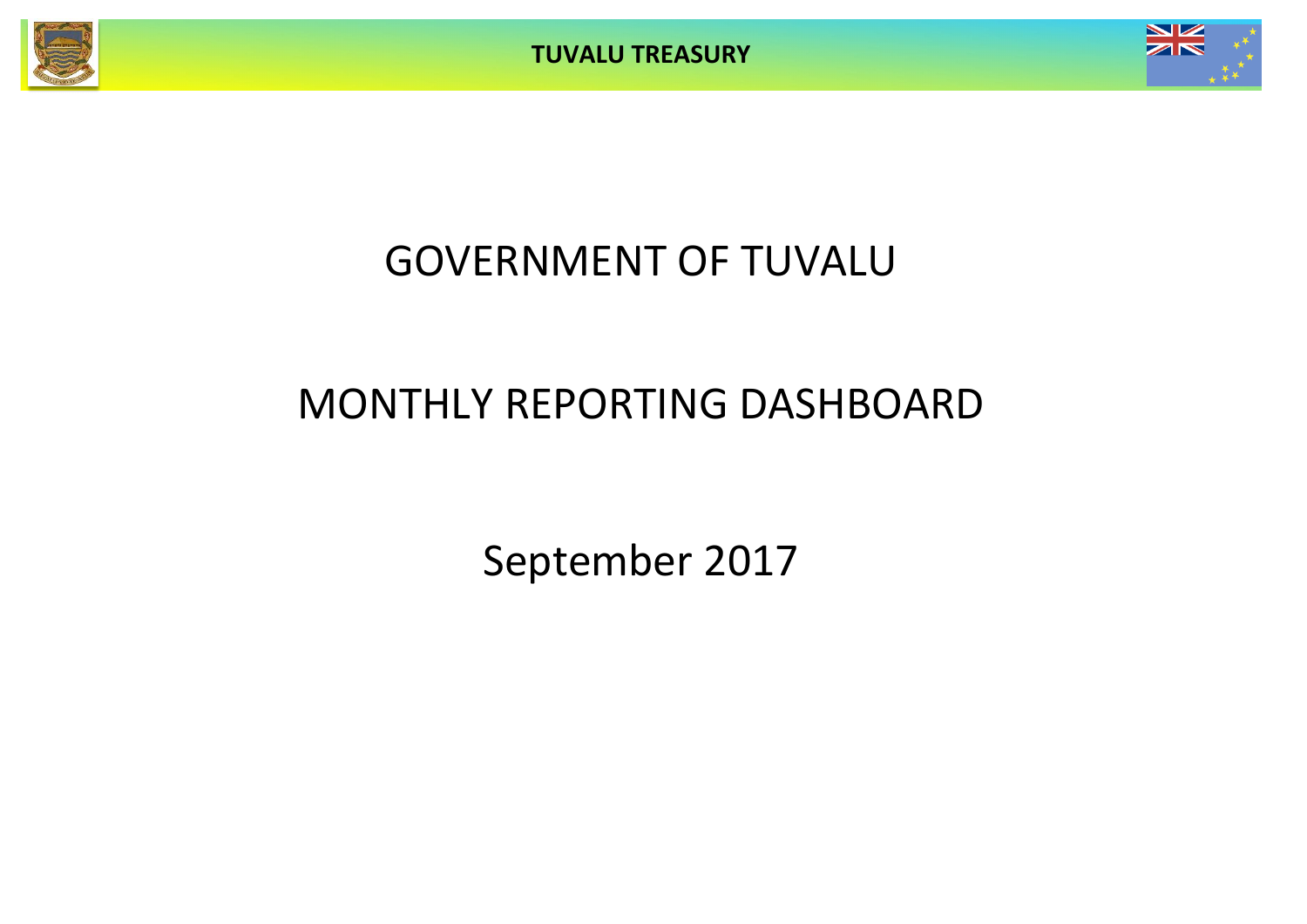TUVALU TREASURY

# GOVERNMENT OF TUVALU

# MONTHLY REPORTING DASHBOARD

## September 2017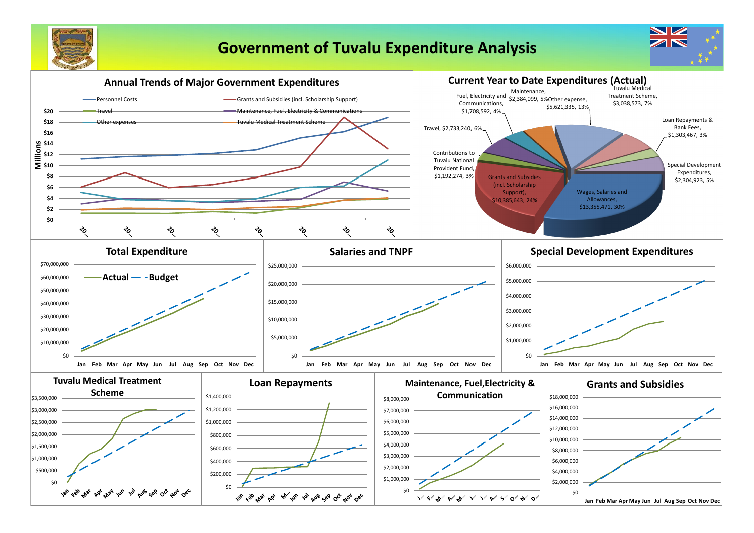# Government of Tuvalu Expenditure Analysis

## Annual Trends of Major Government Expenditures

Personnel Costs
Grants and Subsidies (incl. Scholarship Support)
Travel
Maintenance, Fuel, Electricity & Communications
Other expenses
Tuvalu Medical Treatment Scheme

Millions

$20
$18
$16
$14
$12
$10
$8
$6
$4
$2
$0

20… 20… 20… 20… 20… 20… 20… 20…

## Current Year to Date Expenditures (Actual)

Wages, Salaries and Allowances, $13,355,471, 30%
Grants and Subsidies (incl. Scholarship Support), $10,385,643, 24%
Contributions to Tuvalu National Provident Fund, $1,192,274, 3%
Travel, $2,733,240, 6%
Fuel, Electricity and Communications, $1,708,592, 4%
Maintenance, $2,384,099, 5%
Other expense, $5,621,335, 13%
Tuvalu Medical Treatment Scheme, $3,038,573, 7%
Loan Repayments & Bank Fees, $1,303,467, 3%
Special Development Expenditures, $2,304,923, 5%

## Total Expenditure

Actual
Budget

$70,000,000
$60,000,000
$50,000,000
$40,000,000
$30,000,000
$20,000,000
$10,000,000
$0

Jan Feb Mar Apr May Jun Jul Aug Sep Oct Nov Dec

## Salaries and TNPF

$25,000,000
$20,000,000
$15,000,000
$10,000,000
$5,000,000
$0

Jan Feb Mar Apr May Jun Jul Aug Sep Oct Nov Dec

## Special Development Expenditures

$6,000,000
$5,000,000
$4,000,000
$3,000,000
$2,000,000
$1,000,000
$0

Jan Feb Mar Apr May Jun Jul Aug Sep Oct Nov Dec

## Tuvalu Medical Treatment Scheme

$3,500,000
$3,000,000
$2,500,000
$2,000,000
$1,500,000
$1,000,000
$500,000
$0

Jan Feb Mar Apr May Jun Jul Aug Sep Oct Nov Dec

## Loan Repayments

$1,400,000
$1,200,000
$1,000,000
$800,000
$600,000
$400,000
$200,000
$0

Jan Feb Mar Apr M… Jun Jul Aug Sep Oct Nov Dec

## Maintenance, Fuel,Electricity & Communication

$8,000,000
$7,000,000
$6,000,000
$5,000,000
$4,000,000
$3,000,000
$2,000,000
$1,000,000
$0

J… F… M… A… M… J… J… A… S… O… N… D…

## Grants and Subsidies

$18,000,000
$16,000,000
$14,000,000
$12,000,000
$10,000,000
$8,000,000
$6,000,000
$4,000,000
$2,000,000
$0

Jan Feb Mar Apr May Jun Jul Aug Sep Oct Nov Dec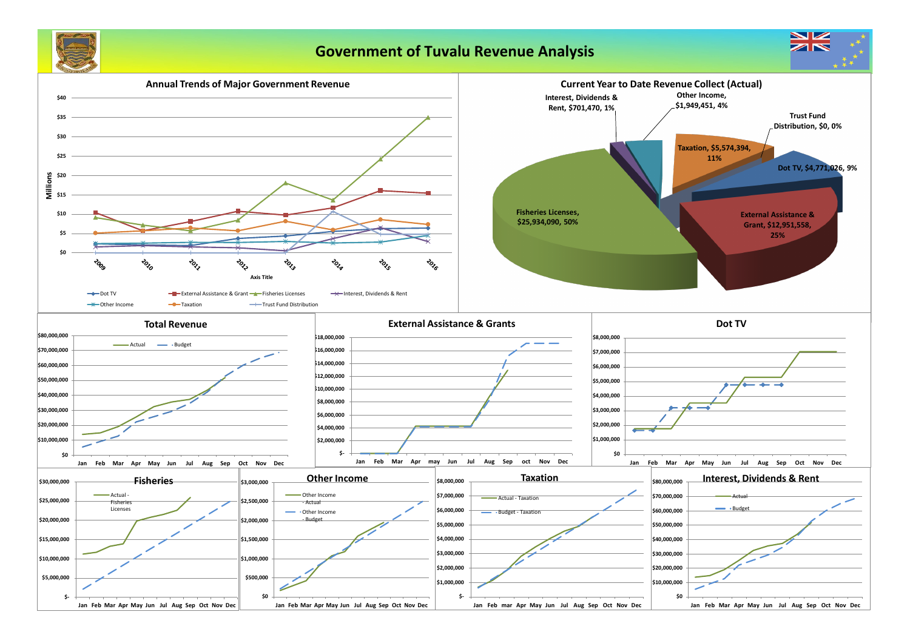# Government of Tuvalu Revenue Analysis

## Annual Trends of Major Government Revenue

Millions

$40
$35
$30
$25
$20
$15
$10
$5
$0

2009 2010 2011 2012 2013 2014 2015 2016

Axis Title

Dot TV
External Assistance & Grant
Fisheries Licenses
Interest, Dividends & Rent
Other Income
Taxation
Trust Fund Distribution

## Current Year to Date Revenue Collect (Actual)

Interest, Dividends & Rent, $701,470, 1%

Other Income, $1,949,451, 4%

Trust Fund Distribution, $0, 0%

Taxation, $5,574,394, 11%

Dot TV, $4,771,026, 9%

External Assistance & Grant, $12,951,558, 25%

Fisheries Licenses, $25,934,090, 50%

## Total Revenue

$80,000,000
$70,000,000
$60,000,000
$50,000,000
$40,000,000
$30,000,000
$20,000,000
$10,000,000
$0

Jan Feb Mar Apr May Jun Jul Aug Sep Oct Nov Dec

Actual
Budget

## External Assistance & Grants

$18,000,000
$16,000,000
$14,000,000
$12,000,000
$10,000,000
$8,000,000
$6,000,000
$4,000,000
$2,000,000
$-

Jan Feb Mar Apr may Jun Jul Aug Sep oct Nov Dec

## Dot TV

$8,000,000
$7,000,000
$6,000,000
$5,000,000
$4,000,000
$3,000,000
$2,000,000
$1,000,000
$0

Jan Feb Mar Apr May Jun Jul Aug Sep Oct Nov Dec

## Fisheries

$30,000,000
$25,000,000
$20,000,000
$15,000,000
$10,000,000
$5,000,000
$-

Jan Feb Mar Apr May Jun Jul Aug Sep Oct Nov Dec

Actual - Fisheries Licenses

## Other Income

$3,000,000
$2,500,000
$2,000,000
$1,500,000
$1,000,000
$500,000
$0

Jan Feb Mar Apr May Jun Jul Aug Sep Oct Nov Dec

Other Income - Actual
Other Income - Budget

## Taxation

$8,000,000
$7,000,000
$6,000,000
$5,000,000
$4,000,000
$3,000,000
$2,000,000
$1,000,000
$-

Jan Feb mar Apr May Jun Jul Aug Sep Oct Nov Dec

Actual - Taxation
Budget - Taxation

## Interest, Dividends & Rent

$80,000,000
$70,000,000
$60,000,000
$50,000,000
$40,000,000
$30,000,000
$20,000,000
$10,000,000
$0

Jan Feb Mar Apr May Jun Jul Aug Sep Oct Nov Dec

Actual
Budget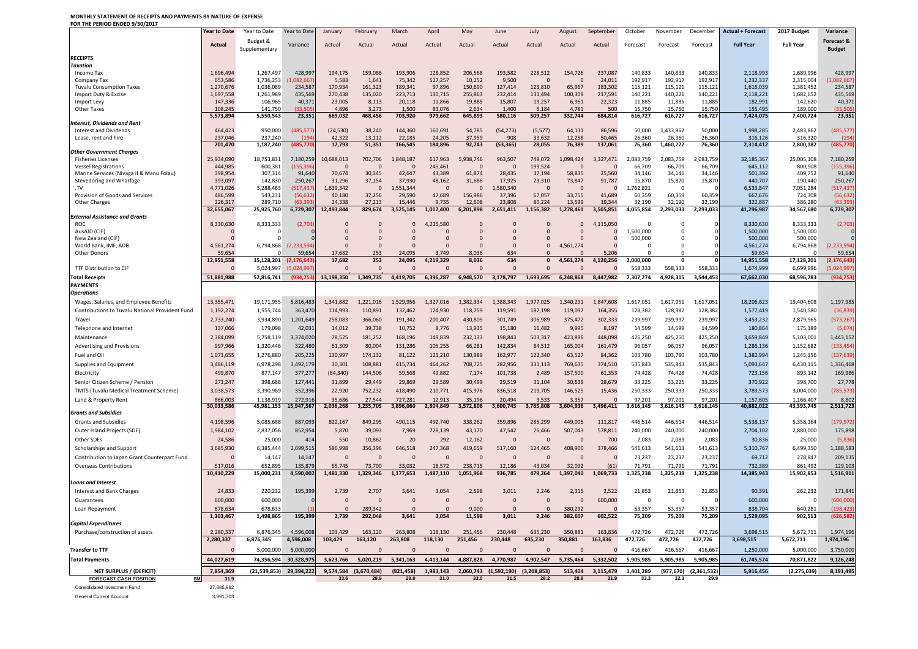**MONTHLY STATEMENT OF RECEIPTS AND PAYMENTS BY NATURE OF EXPENSE**
**FOR THE PERIOD ENDED 9/30/2017**

| | Year to Date | Year to Date | Year to Date | January | February | March | April | May | June | July | August | September | October | November | December | Actual + Forecast | 2017 Budget | Variance |
|---|---|---|---|---|---|---|---|---|---|---|---|---|---|---|---|---|---|---|
| | Actual | Budget & Supplementary | Variance | Actual | Actual | Actual | Actual | Actual | Actual | Actual | Actual | Actual | Forecast | Forecast | Forecast | Full Year | Full Year | Forecast & Budget |
| **RECEIPTS** | | | | | | | | | | | | | | | | | | |
| ***Taxation*** | | | | | | | | | | | | | | | | | | |
| Income Tax | 1,696,494 | 1,267,497 | 428,997 | 194,175 | 159,086 | 193,906 | 128,852 | 206,568 | 193,582 | 228,512 | 154,726 | 237,087 | 140,833 | 140,833 | 140,833 | 2,118,993 | 1,689,996 | 428,997 |
| Company Tax | 653,586 | 1,736,253 | (1,082,667) | 5,583 | 1,641 | 75,342 | 527,257 | 10,252 | 9,500 | 0 | 0 | 24,011 | 192,917 | 192,917 | 192,917 | 1,232,337 | 2,315,004 | (1,082,667) |
| Tuvalu Consumption Taxes | 1,270,676 | 1,036,089 | 234,587 | 170,934 | 161,323 | 189,341 | 97,896 | 150,690 | 127,414 | 123,810 | 65,967 | 183,302 | 115,121 | 115,121 | 115,121 | 1,616,039 | 1,381,452 | 234,587 |
| Import Duty & Excise | 1,697,558 | 1,261,989 | 435,569 | 270,438 | 135,020 | 223,713 | 130,715 | 255,863 | 232,414 | 131,494 | 100,309 | 217,591 | 140,221 | 140,221 | 140,221 | 2,118,221 | 1,682,652 | 435,569 |
| Import Levy | 147,336 | 106,965 | 40,371 | 23,005 | 8,113 | 20,118 | 11,866 | 19,885 | 15,807 | 19,257 | 6,961 | 22,323 | 11,885 | 11,885 | 11,885 | 182,991 | 142,620 | 40,371 |
| Other Taxes | 108,245 | 141,750 | (33,505) | 4,896 | 3,273 | 1,500 | 83,076 | 2,634 | 1,400 | 6,184 | 4,781 | 500 | 15,750 | 15,750 | 15,750 | 155,495 | 189,000 | (33,505) |
| | 5,573,894 | 5,550,543 | 23,351 | 669,032 | 468,456 | 703,920 | 979,662 | 645,893 | 580,116 | 509,257 | 332,744 | 684,814 | 616,727 | 616,727 | 616,727 | 7,424,075 | 7,400,724 | 23,351 |
| ***Interest, Dividends and Rent*** | | | | | | | | | | | | | | | | | | |
| Interest and Dividends | 464,423 | 950,000 | (485,577) | (24,530) | 38,240 | 144,360 | 160,691 | 54,785 | (54,273) | (5,577) | 64,131 | 86,596 | 50,000 | 1,433,862 | 50,000 | 1,998,285 | 2,483,862 | (485,577) |
| Lease, rent and hire | 237,046 | 237,240 | (194) | 42,322 | 13,112 | 22,185 | 24,205 | 37,959 | 908 | 33,632 | 12,258 | 50,465 | 26,360 | 26,360 | 26,360 | 316,126 | 316,320 | (194) |
| | 701,470 | 1,187,240 | (485,770) | 17,793 | 51,351 | 166,545 | 184,896 | 92,743 | (53,365) | 28,055 | 76,389 | 137,061 | 76,360 | 1,460,222 | 76,360 | 2,314,412 | 2,800,182 | (485,770) |
| ***Other Government Charges*** | | | | | | | | | | | | | | | | | | |
| Fisheries Licenses | 25,934,090 | 18,753,831 | 7,180,259 | 10,688,013 | 702,706 | 1,848,187 | 617,963 | 5,938,746 | 963,507 | 749,072 | 1,098,424 | 3,327,471 | 2,083,759 | 2,083,759 | 2,083,759 | 32,185,367 | 25,005,108 | 7,180,259 |
| Vessel Registrations | 444,985 | 600,381 | (155,396) | 0 | 0 | 0 | 245,461 | 0 | 0 | 199,524 | 0 | 0 | 66,709 | 66,709 | 66,709 | 645,112 | 800,508 | (155,396) |
| Marine Services (Nivaga II & Manu Folau) | 398,954 | 307,314 | 91,640 | 70,674 | 30,345 | 42,647 | 43,389 | 61,874 | 28,435 | 37,194 | 58,835 | 25,560 | 34,146 | 34,146 | 34,146 | 501,392 | 409,752 | 91,640 |
| Stevedoring and Wharfage | 393,097 | 142,830 | 250,267 | 31,296 | 37,154 | 37,930 | 48,162 | 31,686 | 17,925 | 23,310 | 73,847 | 91,787 | 15,870 | 15,870 | 15,870 | 440,707 | 190,440 | 250,267 |
| .TV | 4,771,026 | 5,288,463 | (517,437) | 1,639,342 | 0 | 1,551,344 | 0 | 0 | 1,580,340 | 0 | 0 | 0 | 1,762,821 | 0 | 0 | 6,533,847 | 7,051,284 | (517,437) |
| Provision of Goods and Services | 486,599 | 543,231 | (56,632) | 40,180 | 32,256 | 29,590 | 47,689 | 156,986 | 37,396 | 67,057 | 33,755 | 41,689 | 60,359 | 60,359 | 60,359 | 667,676 | 724,308 | (56,632) |
| Other Charges | 226,317 | 289,710 | (63,393) | 24,338 | 27,213 | 15,446 | 9,735 | 12,608 | 23,808 | 80,224 | 13,599 | 19,344 | 32,190 | 32,190 | 32,190 | 322,887 | 386,280 | (63,393) |
| | 32,655,067 | 25,925,760 | 6,729,307 | 12,493,844 | 829,674 | 3,525,145 | 1,012,400 | 6,201,898 | 2,651,411 | 1,156,382 | 1,278,461 | 3,505,851 | 4,055,854 | 2,293,033 | 2,293,033 | 41,296,987 | 34,567,680 | 6,729,307 |
| ***External Assistance and Grants*** | | | | | | | | | | | | | | | | | | |
| ROC | 8,330,630 | 8,333,333 | (2,703) | 0 | 0 | 0 | 4,215,580 | 0 | 0 | 0 | 0 | 4,115,050 | 0 | 0 | 0 | 8,330,630 | 8,333,333 | (2,703) |
| AusAID (CIF) | 0 | 0 | 0 | 0 | 0 | 0 | 0 | 0 | 0 | 0 | 0 | 0 | 1,500,000 | 0 | 0 | 1,500,000 | 1,500,000 | 0 |
| New Zealand (CIF) | 0 | 0 | 0 | 0 | 0 | 0 | 0 | 0 | 0 | 0 | 0 | 0 | 500,000 | 0 | 0 | 500,000 | 500,000 | 0 |
| World Bank, IMF, ADB | 4,561,274 | 6,794,868 | (2,233,594) | 0 | 0 | 0 | 0 | 0 | 0 | 0 | 4,561,274 | 0 | 0 | 0 | 0 | 4,561,274 | 6,794,868 | (2,233,594) |
| Other Donors | 59,654 | 0 | 59,654 | 17,682 | 253 | 24,095 | 3,749 | 8,036 | 634 | 0 | 0 | 5,206 | 0 | 0 | 0 | 59,654 | 0 | 59,654 |
| | 12,951,558 | 15,128,201 | (2,176,643) | 17,682 | 253 | 24,095 | 4,219,329 | 8,036 | 634 | 0 | 4,561,274 | 4,120,256 | 2,000,000 | 0 | 0 | 14,951,558 | 17,128,201 | (2,176,643) |
| TTF Distribution to CIF | 0 | 5,024,997 | (5,024,997) | 0 | 0 | 0 | 0 | 0 | 0 | 0 | 0 | 0 | 558,333 | 558,333 | 558,333 | 1,674,999 | 6,699,996 | (5,024,997) |
| **Total Receipts** | 51,881,988 | 52,816,741 | (934,753) | 13,198,350 | 1,349,735 | 4,419,705 | 6,396,287 | 6,948,570 | 3,178,797 | 1,693,695 | 6,248,868 | 8,447,982 | 7,307,274 | 4,928,315 | 3,544,453 | 67,662,030 | 68,596,783 | (934,753) |
| **PAYMENTS** | | | | | | | | | | | | | | | | | | |
| ***Operations*** | | | | | | | | | | | | | | | | | | |
| Wages, Salaries, and Employee Benefits | 13,355,471 | 19,171,955 | 5,816,483 | 1,341,882 | 1,221,016 | 1,529,956 | 1,327,016 | 1,382,334 | 1,388,343 | 1,977,025 | 1,340,291 | 1,847,608 | 1,617,051 | 1,617,051 | 1,617,051 | 18,206,623 | 19,404,608 | 1,197,985 |
| Contributions to Tuvalu National Provident Fund | 1,192,274 | 1,555,744 | 363,470 | 114,993 | 110,891 | 132,462 | 124,930 | 118,759 | 119,591 | 187,198 | 119,097 | 164,355 | 128,382 | 128,382 | 128,382 | 1,577,419 | 1,540,580 | (36,839) |
| Travel | 2,733,240 | 3,934,890 | 1,201,649 | 258,083 | 366,060 | 191,342 | 200,407 | 430,805 | 301,749 | 306,989 | 375,472 | 302,333 | 239,997 | 239,997 | 239,997 | 3,453,232 | 2,879,965 | (573,267) |
| Telephone and Internet | 137,066 | 179,098 | 42,031 | 14,012 | 39,738 | 10,752 | 8,776 | 13,935 | 15,180 | 16,482 | 9,995 | 8,197 | 14,599 | 14,599 | 14,599 | 180,864 | 175,189 | (5,674) |
| Maintenance | 2,384,099 | 5,758,119 | 3,374,020 | 78,525 | 181,252 | 168,196 | 149,839 | 232,133 | 198,843 | 503,317 | 423,896 | 448,098 | 425,250 | 425,250 | 425,250 | 3,659,849 | 5,103,001 | 1,443,152 |
| Advertising and Provisions | 997,966 | 1,320,446 | 322,480 | 61,309 | 80,004 | 131,286 | 105,255 | 66,281 | 142,834 | 84,512 | 165,004 | 161,479 | 96,057 | 96,057 | 96,057 | 1,286,136 | 1,152,682 | (133,454) |
| Fuel and Oil | 1,071,655 | 1,276,880 | 205,225 | 130,997 | 174,132 | 81,122 | 121,210 | 130,989 | 162,977 | 122,340 | 63,527 | 84,362 | 103,780 | 103,780 | 103,780 | 1,382,994 | 1,245,356 | (137,639) |
| Supplies and Equipment | 3,486,119 | 6,978,298 | 3,492,179 | 30,301 | 108,881 | 415,734 | 464,262 | 708,725 | 282,956 | 331,113 | 769,635 | 374,510 | 535,843 | 535,843 | 535,843 | 5,093,647 | 6,430,115 | 1,336,468 |
| Electricity | 499,870 | 877,147 | 377,277 | (84,340) | 144,506 | 59,568 | 49,882 | 7,174 | 101,738 | 2,489 | 157,500 | 61,353 | 74,428 | 74,428 | 74,428 | 723,156 | 893,142 | 169,986 |
| Senior Citizen Scheme / Pension | 271,247 | 398,688 | 127,441 | 31,899 | 29,449 | 29,869 | 29,589 | 30,499 | 29,519 | 31,104 | 30,639 | 28,679 | 33,225 | 33,225 | 33,225 | 370,922 | 398,700 | 27,778 |
| TMTS (Tuvalu Medical Treatment Scheme) | 3,038,573 | 3,390,969 | 352,396 | 22,920 | 752,232 | 418,490 | 210,771 | 415,976 | 836,518 | 219,705 | 146,525 | 15,436 | 250,333 | 250,333 | 250,333 | 3,789,573 | 3,004,000 | (785,573) |
| Land & Property Rent | 866,003 | 1,138,919 | 272,916 | 35,686 | 27,544 | 727,281 | 12,913 | 35,196 | 20,494 | 3,533 | 3,357 | 0 | 97,201 | 97,201 | 97,201 | 1,157,605 | 1,166,407 | 8,802 |
| | 30,033,586 | 45,981,153 | 15,947,567 | 2,036,268 | 3,235,705 | 3,896,060 | 2,804,849 | 3,572,806 | 3,600,743 | 3,785,808 | 3,604,936 | 3,496,411 | 3,616,145 | 3,616,145 | 3,616,145 | 40,882,022 | 43,393,745 | 2,511,723 |
| ***Grants and Subsidies*** | | | | | | | | | | | | | | | | | | |
| Grants and Subsidies | 4,198,596 | 5,085,688 | 887,093 | 822,167 | 849,295 | 490,115 | 492,740 | 338,262 | 359,896 | 285,299 | 449,005 | 111,817 | 446,514 | 446,514 | 446,514 | 5,538,137 | 5,358,164 | (179,972) |
| Outer Island Projects (SDE) | 1,984,102 | 2,837,056 | 852,954 | 5,870 | 39,093 | 7,969 | 728,139 | 43,170 | 47,542 | 26,466 | 507,043 | 578,811 | 240,000 | 240,000 | 240,000 | 2,704,102 | 2,880,000 | 175,898 |
| Other SDEs | 24,586 | 25,000 | 414 | 550 | 10,862 | 20 | 292 | 12,162 | 0 | 0 | 0 | 700 | 2,083 | 2,083 | 2,083 | 30,836 | 25,000 | (5,836) |
| Scholarships and Support | 3,685,930 | 6,385,444 | 2,699,515 | 586,998 | 356,396 | 646,518 | 247,368 | 419,659 | 517,160 | 124,465 | 408,900 | 378,466 | 541,613 | 541,613 | 541,613 | 5,310,767 | 6,499,350 | 1,188,583 |
| Contribution to Japan Grant Counterpart Fund | 0 | 14,147 | 14,147 | 0 | 0 | 0 | 0 | 0 | 0 | 0 | 0 | 0 | 23,237 | 23,237 | 23,237 | 69,712 | 278,847 | 209,135 |
| Overseas Contributions | 517,016 | 652,895 | 135,879 | 65,745 | 73,700 | 33,032 | 18,572 | 238,715 | 12,186 | 43,034 | 32,092 | (61) | 71,791 | 71,791 | 71,791 | 732,389 | 861,492 | 129,103 |
| | 10,410,229 | 15,000,231 | 4,590,002 | 1,481,330 | 1,329,346 | 1,177,653 | 1,487,110 | 1,051,968 | 936,785 | 479,264 | 1,397,040 | 1,069,733 | 1,325,238 | 1,325,238 | 1,325,238 | 14,385,943 | 15,902,853 | 1,516,911 |
| ***Loans and Interest*** | | | | | | | | | | | | | | | | | | |
| Interest and Bank Charges | 24,833 | 220,232 | 195,399 | 2,739 | 2,707 | 3,641 | 3,054 | 2,598 | 3,011 | 2,246 | 2,315 | 2,522 | 21,853 | 21,853 | 21,853 | 90,391 | 262,232 | 171,841 |
| Guarantees | 600,000 | 600,000 | 0 | 0 | 0 | 0 | 0 | 0 | 0 | 0 | 0 | 600,000 | 0 | 0 | 0 | 600,000 | 0 | (600,000) |
| Loan Repayment | 678,634 | 678,633 | (1) | 0 | 289,342 | 0 | 0 | 9,000 | 0 | 0 | 380,292 | 0 | 53,357 | 53,357 | 53,357 | 838,704 | 640,281 | (198,423) |
| | 1,303,467 | 1,498,865 | 195,399 | 2,739 | 292,048 | 3,641 | 3,054 | 11,598 | 3,011 | 2,246 | 382,607 | 602,522 | 75,209 | 75,209 | 75,209 | 1,529,095 | 902,513 | (626,582) |
| ***Capital Expenditures*** | | | | | | | | | | | | | | | | | | |
| Purchase/construction of assets | 2,280,337 | 6,876,345 | 4,596,008 | 103,429 | 163,120 | 263,808 | 118,130 | 251,456 | 230,448 | 635,230 | 350,881 | 163,836 | 472,726 | 472,726 | 472,726 | 3,698,515 | 5,672,711 | 1,974,196 |
| | 2,280,337 | 6,876,345 | 4,596,008 | 103,429 | 163,120 | 263,808 | 118,130 | 251,456 | 230,448 | 635,230 | 350,881 | 163,836 | 472,726 | 472,726 | 472,726 | 3,698,515 | 5,672,711 | 1,974,196 |
| **Transfer to TTF** | 0 | 5,000,000 | 5,000,000 | 0 | 0 | 0 | 0 | 0 | 0 | 0 | 0 | 0 | 416,667 | 416,667 | 416,667 | 1,250,000 | 5,000,000 | 3,750,000 |
| **Total Payments** | 44,027,619 | 74,356,594 | 30,328,975 | 3,623,766 | 5,020,219 | 5,341,163 | 4,413,144 | 4,887,828 | 4,770,987 | 4,902,547 | 5,735,464 | 5,332,502 | 5,905,985 | 5,905,985 | 5,905,985 | 61,745,574 | 70,871,822 | 9,126,248 |
| **NET SURPLUS / (DEFICIT)** | 7,854,369 | (21,539,853) | 29,394,222 | 9,574,584 | (3,670,484) | (921,458) | 1,983,143 | 2,060,743 | (1,592,190) | (3,208,853) | 513,404 | 3,115,479 | 1,401,289 | (977,670) | (2,361,532) | 5,916,456 | (2,275,039) | 8,191,495 |
| **FORECAST CASH POSITION $M** | 31.9 | | | 33.6 | 29.9 | 29.0 | 31.0 | 33.0 | 31.5 | 28.2 | 28.8 | 31.9 | 33.3 | 32.3 | 29.9 | | | |
| Consolidated Investment Fund | 27,885,962 | | | | | | | | | | | | | | | | | |
| General Current Account | 3,991,703 | | | | | | | | | | | | | | | | | |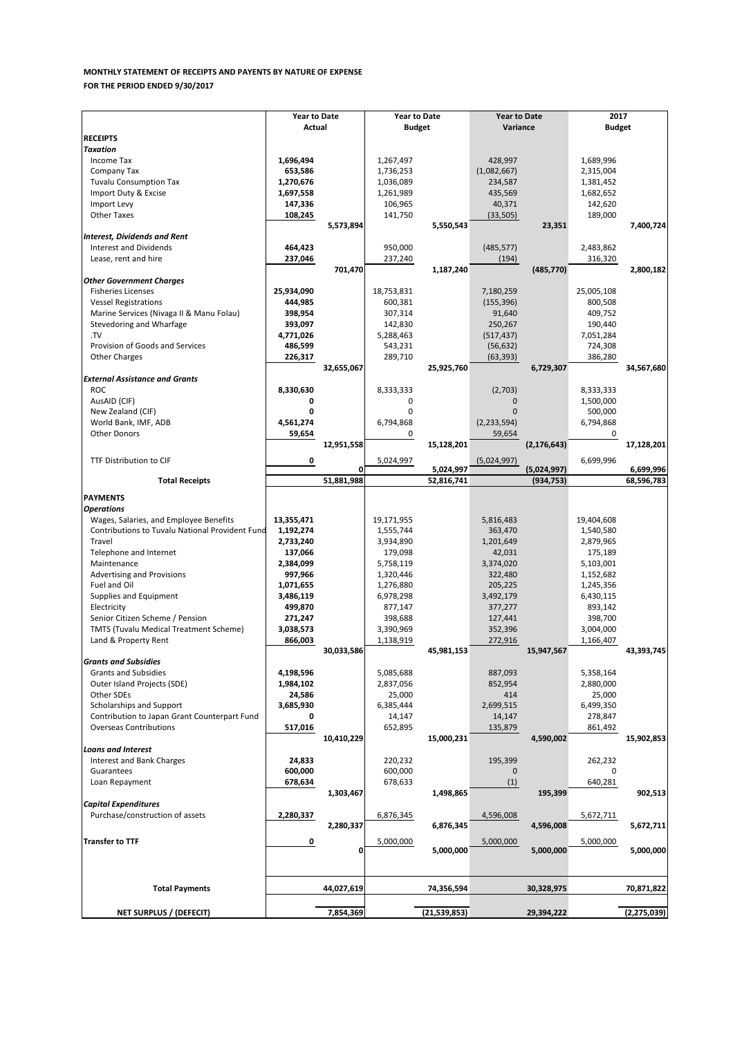**MONTHLY STATEMENT OF RECEIPTS AND PAYENTS BY NATURE OF EXPENSE**

**FOR THE PERIOD ENDED 9/30/2017**

| | Year to Date Actual | | Year to Date Budget | | Year to Date Variance | | 2017 Budget | |
|---|---|---|---|---|---|---|---|---|
| **RECEIPTS** | | | | | | | | |
| ***Taxation*** | | | | | | | | |
| Income Tax | **1,696,494** | | 1,267,497 | | 428,997 | | 1,689,996 | |
| Company Tax | **653,586** | | 1,736,253 | | (1,082,667) | | 2,315,004 | |
| Tuvalu Consumption Tax | **1,270,676** | | 1,036,089 | | 234,587 | | 1,381,452 | |
| Import Duty & Excise | **1,697,558** | | 1,261,989 | | 435,569 | | 1,682,652 | |
| Import Levy | **147,336** | | 106,965 | | 40,371 | | 142,620 | |
| Other Taxes | **108,245** | | 141,750 | | (33,505) | | 189,000 | |
| | | **5,573,894** | | **5,550,543** | | **23,351** | | **7,400,724** |
| ***Interest, Dividends and Rent*** | | | | | | | | |
| Interest and Dividends | **464,423** | | 950,000 | | (485,577) | | 2,483,862 | |
| Lease, rent and hire | **237,046** | | 237,240 | | (194) | | 316,320 | |
| | | **701,470** | | **1,187,240** | | **(485,770)** | | **2,800,182** |
| ***Other Government Charges*** | | | | | | | | |
| Fisheries Licenses | **25,934,090** | | 18,753,831 | | 7,180,259 | | 25,005,108 | |
| Vessel Registrations | **444,985** | | 600,381 | | (155,396) | | 800,508 | |
| Marine Services (Nivaga II & Manu Folau) | **398,954** | | 307,314 | | 91,640 | | 409,752 | |
| Stevedoring and Wharfage | **393,097** | | 142,830 | | 250,267 | | 190,440 | |
| .TV | **4,771,026** | | 5,288,463 | | (517,437) | | 7,051,284 | |
| Provision of Goods and Services | **486,599** | | 543,231 | | (56,632) | | 724,308 | |
| Other Charges | **226,317** | | 289,710 | | (63,393) | | 386,280 | |
| | | **32,655,067** | | **25,925,760** | | **6,729,307** | | **34,567,680** |
| ***External Assistance and Grants*** | | | | | | | | |
| ROC | **8,330,630** | | 8,333,333 | | (2,703) | | 8,333,333 | |
| AusAID (CIF) | **0** | | 0 | | 0 | | 1,500,000 | |
| New Zealand (CIF) | **0** | | 0 | | 0 | | 500,000 | |
| World Bank, IMF, ADB | **4,561,274** | | 6,794,868 | | (2,233,594) | | 6,794,868 | |
| Other Donors | **59,654** | | 0 | | 59,654 | | 0 | |
| | | **12,951,558** | | **15,128,201** | | **(2,176,643)** | | **17,128,201** |
| TTF Distribution to CIF | **0** | | 5,024,997 | | (5,024,997) | | 6,699,996 | |
| | | **0** | | **5,024,997** | | **(5,024,997)** | | **6,699,996** |
| **Total Receipts** | | **51,881,988** | | **52,816,741** | | **(934,753)** | | **68,596,783** |
| **PAYMENTS** | | | | | | | | |
| ***Operations*** | | | | | | | | |
| Wages, Salaries, and Employee Benefits | **13,355,471** | | 19,171,955 | | 5,816,483 | | 19,404,608 | |
| Contributions to Tuvalu National Provident Fund | **1,192,274** | | 1,555,744 | | 363,470 | | 1,540,580 | |
| Travel | **2,733,240** | | 3,934,890 | | 1,201,649 | | 2,879,965 | |
| Telephone and Internet | **137,066** | | 179,098 | | 42,031 | | 175,189 | |
| Maintenance | **2,384,099** | | 5,758,119 | | 3,374,020 | | 5,103,001 | |
| Advertising and Provisions | **997,966** | | 1,320,446 | | 322,480 | | 1,152,682 | |
| Fuel and Oil | **1,071,655** | | 1,276,880 | | 205,225 | | 1,245,356 | |
| Supplies and Equipment | **3,486,119** | | 6,978,298 | | 3,492,179 | | 6,430,115 | |
| Electricity | **499,870** | | 877,147 | | 377,277 | | 893,142 | |
| Senior Citizen Scheme / Pension | **271,247** | | 398,688 | | 127,441 | | 398,700 | |
| TMTS (Tuvalu Medical Treatment Scheme) | **3,038,573** | | 3,390,969 | | 352,396 | | 3,004,000 | |
| Land & Property Rent | **866,003** | | 1,138,919 | | 272,916 | | 1,166,407 | |
| | | **30,033,586** | | **45,981,153** | | **15,947,567** | | **43,393,745** |
| ***Grants and Subsidies*** | | | | | | | | |
| Grants and Subsidies | **4,198,596** | | 5,085,688 | | 887,093 | | 5,358,164 | |
| Outer Island Projects (SDE) | **1,984,102** | | 2,837,056 | | 852,954 | | 2,880,000 | |
| Other SDEs | **24,586** | | 25,000 | | 414 | | 25,000 | |
| Scholarships and Support | **3,685,930** | | 6,385,444 | | 2,699,515 | | 6,499,350 | |
| Contribution to Japan Grant Counterpart Fund | **0** | | 14,147 | | 14,147 | | 278,847 | |
| Overseas Contributions | **517,016** | | 652,895 | | 135,879 | | 861,492 | |
| | | **10,410,229** | | **15,000,231** | | **4,590,002** | | **15,902,853** |
| ***Loans and Interest*** | | | | | | | | |
| Interest and Bank Charges | **24,833** | | 220,232 | | 195,399 | | 262,232 | |
| Guarantees | **600,000** | | 600,000 | | 0 | | 0 | |
| Loan Repayment | **678,634** | | 678,633 | | (1) | | 640,281 | |
| | | **1,303,467** | | **1,498,865** | | **195,399** | | **902,513** |
| ***Capital Expenditures*** | | | | | | | | |
| Purchase/construction of assets | **2,280,337** | | 6,876,345 | | 4,596,008 | | 5,672,711 | |
| | | **2,280,337** | | **6,876,345** | | **4,596,008** | | **5,672,711** |
| **Transfer to TTF** | **0** | | 5,000,000 | | 5,000,000 | | 5,000,000 | |
| | | **0** | | **5,000,000** | | **5,000,000** | | **5,000,000** |
| **Total Payments** | | **44,027,619** | | **74,356,594** | | **30,328,975** | | **70,871,822** |
| **NET SURPLUS / (DEFECIT)** | | **7,854,369** | | **(21,539,853)** | | **29,394,222** | | **(2,275,039)** |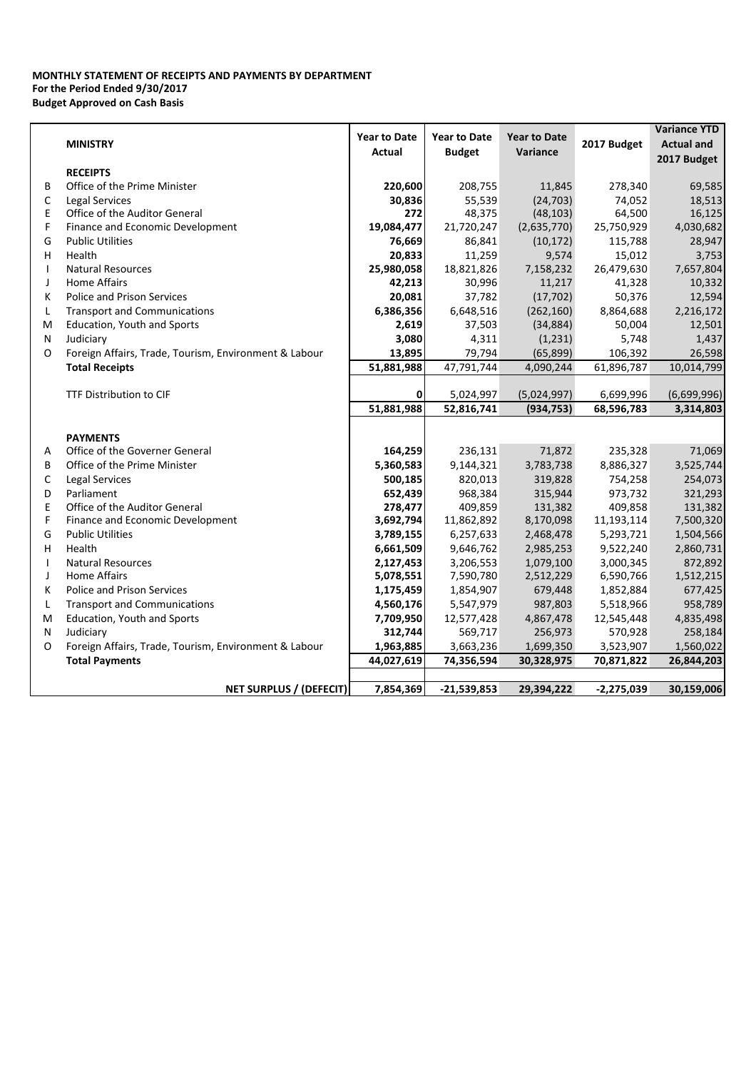**MONTHLY STATEMENT OF RECEIPTS AND PAYMENTS BY DEPARTMENT**
**For the Period Ended 9/30/2017**
**Budget Approved on Cash Basis**

| | MINISTRY | Year to Date Actual | Year to Date Budget | Year to Date Variance | 2017 Budget | Variance YTD Actual and 2017 Budget |
|---|---|---|---|---|---|---|
| | **RECEIPTS** | | | | | |
| B | Office of the Prime Minister | **220,600** | 208,755 | 11,845 | 278,340 | 69,585 |
| C | Legal Services | **30,836** | 55,539 | (24,703) | 74,052 | 18,513 |
| E | Office of the Auditor General | **272** | 48,375 | (48,103) | 64,500 | 16,125 |
| F | Finance and Economic Development | **19,084,477** | 21,720,247 | (2,635,770) | 25,750,929 | 4,030,682 |
| G | Public Utilities | **76,669** | 86,841 | (10,172) | 115,788 | 28,947 |
| H | Health | **20,833** | 11,259 | 9,574 | 15,012 | 3,753 |
| I | Natural Resources | **25,980,058** | 18,821,826 | 7,158,232 | 26,479,630 | 7,657,804 |
| J | Home Affairs | **42,213** | 30,996 | 11,217 | 41,328 | 10,332 |
| K | Police and Prison Services | **20,081** | 37,782 | (17,702) | 50,376 | 12,594 |
| L | Transport and Communications | **6,386,356** | 6,648,516 | (262,160) | 8,864,688 | 2,216,172 |
| M | Education, Youth and Sports | **2,619** | 37,503 | (34,884) | 50,004 | 12,501 |
| N | Judiciary | **3,080** | 4,311 | (1,231) | 5,748 | 1,437 |
| O | Foreign Affairs, Trade, Tourism, Environment & Labour | **13,895** | 79,794 | (65,899) | 106,392 | 26,598 |
| | **Total Receipts** | **51,881,988** | 47,791,744 | 4,090,244 | 61,896,787 | 10,014,799 |
| | TTF Distribution to CIF | **0** | 5,024,997 | (5,024,997) | 6,699,996 | (6,699,996) |
| | | **51,881,988** | **52,816,741** | **(934,753)** | **68,596,783** | **3,314,803** |
| | **PAYMENTS** | | | | | |
| A | Office of the Governer General | **164,259** | 236,131 | 71,872 | 235,328 | 71,069 |
| B | Office of the Prime Minister | **5,360,583** | 9,144,321 | 3,783,738 | 8,886,327 | 3,525,744 |
| C | Legal Services | **500,185** | 820,013 | 319,828 | 754,258 | 254,073 |
| D | Parliament | **652,439** | 968,384 | 315,944 | 973,732 | 321,293 |
| E | Office of the Auditor General | **278,477** | 409,859 | 131,382 | 409,858 | 131,382 |
| F | Finance and Economic Development | **3,692,794** | 11,862,892 | 8,170,098 | 11,193,114 | 7,500,320 |
| G | Public Utilities | **3,789,155** | 6,257,633 | 2,468,478 | 5,293,721 | 1,504,566 |
| H | Health | **6,661,509** | 9,646,762 | 2,985,253 | 9,522,240 | 2,860,731 |
| I | Natural Resources | **2,127,453** | 3,206,553 | 1,079,100 | 3,000,345 | 872,892 |
| J | Home Affairs | **5,078,551** | 7,590,780 | 2,512,229 | 6,590,766 | 1,512,215 |
| K | Police and Prison Services | **1,175,459** | 1,854,907 | 679,448 | 1,852,884 | 677,425 |
| L | Transport and Communications | **4,560,176** | 5,547,979 | 987,803 | 5,518,966 | 958,789 |
| M | Education, Youth and Sports | **7,709,950** | 12,577,428 | 4,867,478 | 12,545,448 | 4,835,498 |
| N | Judiciary | **312,744** | 569,717 | 256,973 | 570,928 | 258,184 |
| O | Foreign Affairs, Trade, Tourism, Environment & Labour | **1,963,885** | 3,663,236 | 1,699,350 | 3,523,907 | 1,560,022 |
| | **Total Payments** | **44,027,619** | **74,356,594** | **30,328,975** | **70,871,822** | **26,844,203** |
| | **NET SURPLUS / (DEFECIT)** | **7,854,369** | **-21,539,853** | **29,394,222** | **-2,275,039** | **30,159,006** |